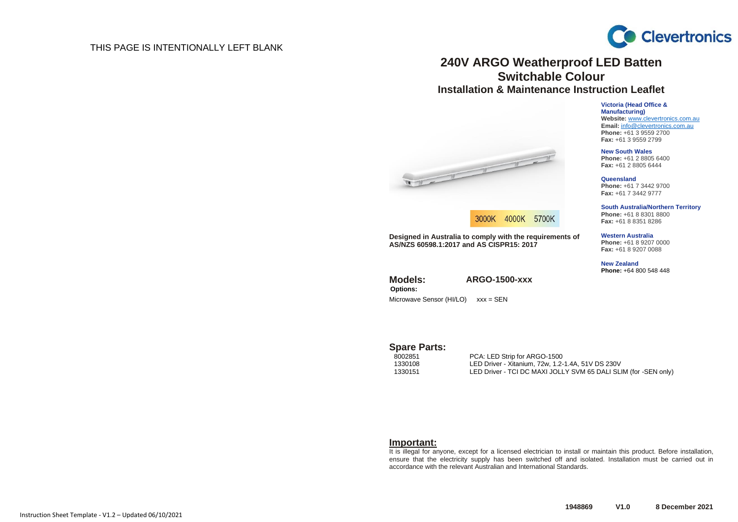THIS PAGE IS INTENTIONALLY LEFT BLANK

Clevertronics

# 240V ARGO Weatherproof LED Batten
## Switchable Colour
### Installation & Maintenance Instruction Leaflet

3000K 4000K 5700K

**Designed in Australia to comply with the requirements of AS/NZS 60598.1:2017 and AS CISPR15: 2017**

**Victoria (Head Office & Manufacturing)**
**Website:** www.clevertronics.com.au
**Email:** info@clevertronics.com.au
**Phone:** +61 3 9559 2700
**Fax:** +61 3 9559 2799

**New South Wales**
**Phone:** +61 2 8805 6400
**Fax:** +61 2 8805 6444

**Queensland**
**Phone:** +61 7 3442 9700
**Fax:** +61 7 3442 9777

**South Australia/Northern Territory**
**Phone:** +61 8 8301 8800
**Fax:** +61 8 8351 8286

**Western Australia**
**Phone:** +61 8 9207 0000
**Fax:** +61 8 9207 0088

**New Zealand**
**Phone:** +64 800 548 448

## Models: ARGO-1500-xxx

**Options:**

Microwave Sensor (HI/LO) xxx = SEN

## Spare Parts:

| | |
|---|---|
| 8002851 | PCA: LED Strip for ARGO-1500 |
| 1330108 | LED Driver - Xitanium, 72w, 1.2-1.4A, 51V DS 230V |
| 1330151 | LED Driver - TCI DC MAXI JOLLY SVM 65 DALI SLIM (for -SEN only) |

## Important:

It is illegal for anyone, except for a licensed electrician to install or maintain this product. Before installation, ensure that the electricity supply has been switched off and isolated. Installation must be carried out in accordance with the relevant Australian and International Standards.

**1948869 V1.0 8 December 2021**

Instruction Sheet Template - V1.2 – Updated 06/10/2021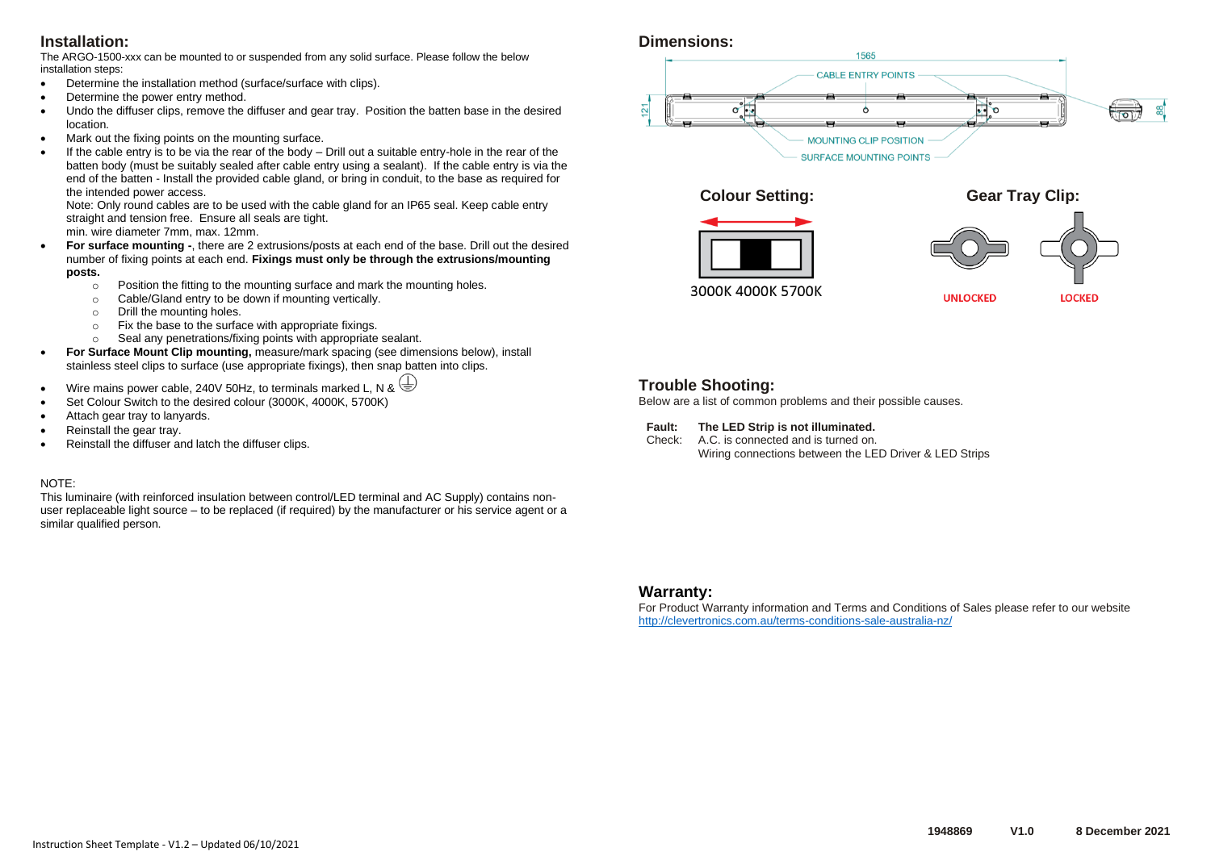## Installation:

The ARGO-1500-xxx can be mounted to or suspended from any solid surface. Please follow the below installation steps:

- Determine the installation method (surface/surface with clips).
- Determine the power entry method.
- Undo the diffuser clips, remove the diffuser and gear tray. Position the batten base in the desired location.
- Mark out the fixing points on the mounting surface.
- If the cable entry is to be via the rear of the body – Drill out a suitable entry-hole in the rear of the batten body (must be suitably sealed after cable entry using a sealant). If the cable entry is via the end of the batten - Install the provided cable gland, or bring in conduit, to the base as required for the intended power access.
  Note: Only round cables are to be used with the cable gland for an IP65 seal. Keep cable entry straight and tension free. Ensure all seals are tight.
  min. wire diameter 7mm, max. 12mm.
- **For surface mounting -**, there are 2 extrusions/posts at each end of the base. Drill out the desired number of fixing points at each end. **Fixings must only be through the extrusions/mounting posts.**
  - Position the fitting to the mounting surface and mark the mounting holes.
  - Cable/Gland entry to be down if mounting vertically.
  - Drill the mounting holes.
  - Fix the base to the surface with appropriate fixings.
  - Seal any penetrations/fixing points with appropriate sealant.
- **For Surface Mount Clip mounting,** measure/mark spacing (see dimensions below), install stainless steel clips to surface (use appropriate fixings), then snap batten into clips.
- Wire mains power cable, 240V 50Hz, to terminals marked L, N & ⏚
- Set Colour Switch to the desired colour (3000K, 4000K, 5700K)
- Attach gear tray to lanyards.
- Reinstall the gear tray.
- Reinstall the diffuser and latch the diffuser clips.

NOTE:
This luminaire (with reinforced insulation between control/LED terminal and AC Supply) contains non-user replaceable light source – to be replaced (if required) by the manufacturer or his service agent or a similar qualified person.

## Dimensions:

1565
CABLE ENTRY POINTS
121
88
MOUNTING CLIP POSITION
SURFACE MOUNTING POINTS

### Colour Setting:

3000K 4000K 5700K

### Gear Tray Clip:

UNLOCKED
LOCKED

## Trouble Shooting:

Below are a list of common problems and their possible causes.

**Fault:** **The LED Strip is not illuminated.**
Check: A.C. is connected and is turned on.
Wiring connections between the LED Driver & LED Strips

## Warranty:

For Product Warranty information and Terms and Conditions of Sales please refer to our website
http://clevertronics.com.au/terms-conditions-sale-australia-nz/

**1948869** **V1.0** **8 December 2021**

Instruction Sheet Template - V1.2 – Updated 06/10/2021